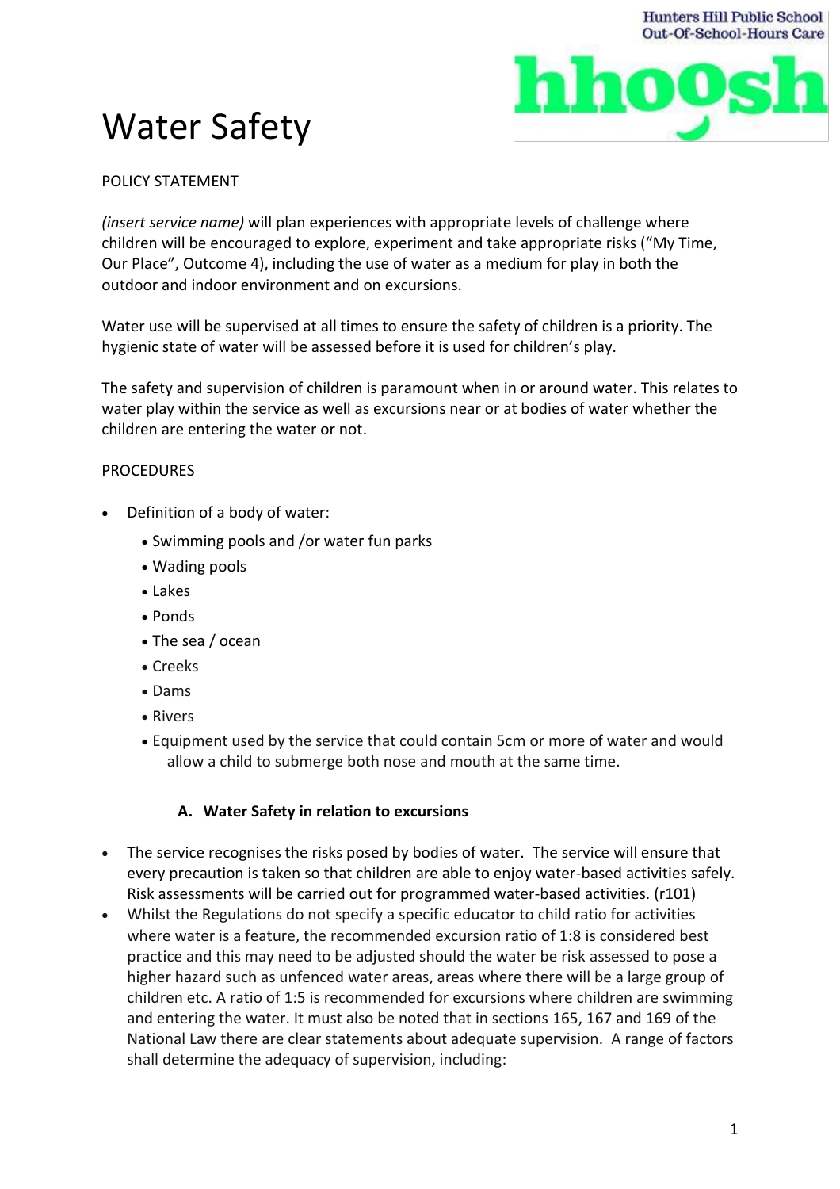# Water Safety

POLICY STATEMENT

*(insert service name)* will plan experiences with appropriate levels of challenge where children will be encouraged to explore, experiment and take appropriate risks ("My Time, Our Place", Outcome 4), including the use of water as a medium for play in both the outdoor and indoor environment and on excursions.

Water use will be supervised at all times to ensure the safety of children is a priority. The hygienic state of water will be assessed before it is used for children's play.

The safety and supervision of children is paramount when in or around water. This relates to water play within the service as well as excursions near or at bodies of water whether the children are entering the water or not.

PROCEDURES

- Definition of a body of water:
  - Swimming pools and /or water fun parks
  - Wading pools
  - Lakes
  - Ponds
  - The sea / ocean
  - Creeks
  - Dams
  - Rivers
  - Equipment used by the service that could contain 5cm or more of water and would allow a child to submerge both nose and mouth at the same time.

**A. Water Safety in relation to excursions**

- The service recognises the risks posed by bodies of water. The service will ensure that every precaution is taken so that children are able to enjoy water-based activities safely. Risk assessments will be carried out for programmed water-based activities. (r101)
- Whilst the Regulations do not specify a specific educator to child ratio for activities where water is a feature, the recommended excursion ratio of 1:8 is considered best practice and this may need to be adjusted should the water be risk assessed to pose a higher hazard such as unfenced water areas, areas where there will be a large group of children etc. A ratio of 1:5 is recommended for excursions where children are swimming and entering the water. It must also be noted that in sections 165, 167 and 169 of the National Law there are clear statements about adequate supervision. A range of factors shall determine the adequacy of supervision, including: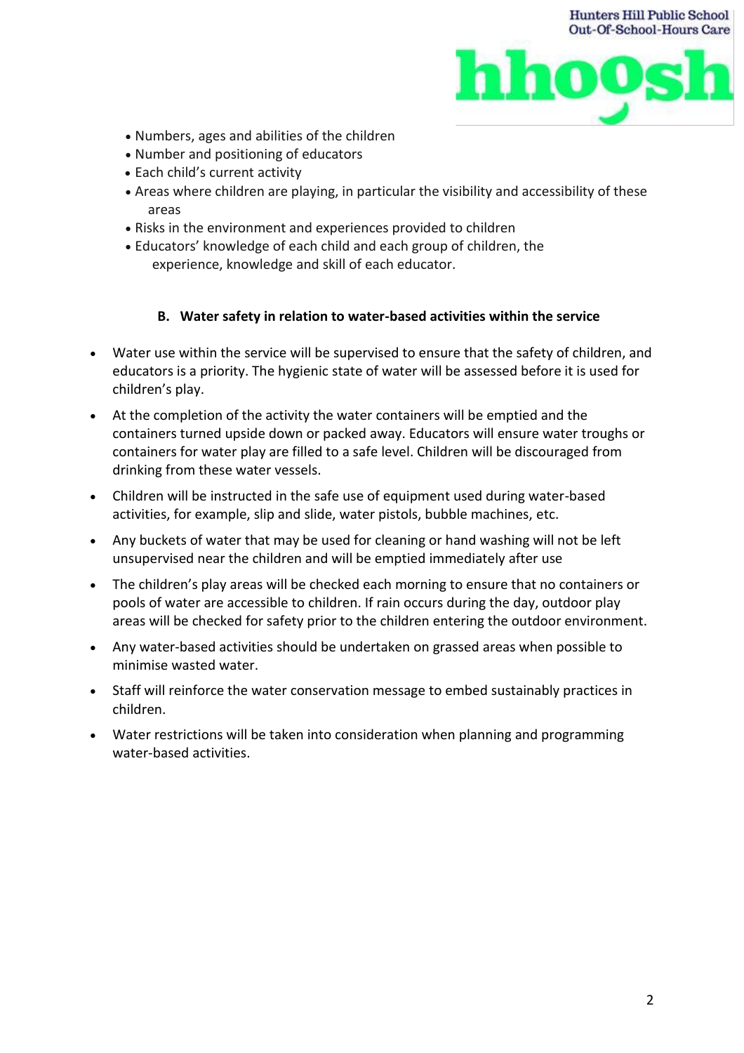- Numbers, ages and abilities of the children
- Number and positioning of educators
- Each child's current activity
- Areas where children are playing, in particular the visibility and accessibility of these areas
- Risks in the environment and experiences provided to children
- Educators' knowledge of each child and each group of children, the experience, knowledge and skill of each educator.

### B. Water safety in relation to water-based activities within the service

- Water use within the service will be supervised to ensure that the safety of children, and educators is a priority. The hygienic state of water will be assessed before it is used for children's play.
- At the completion of the activity the water containers will be emptied and the containers turned upside down or packed away. Educators will ensure water troughs or containers for water play are filled to a safe level. Children will be discouraged from drinking from these water vessels.
- Children will be instructed in the safe use of equipment used during water-based activities, for example, slip and slide, water pistols, bubble machines, etc.
- Any buckets of water that may be used for cleaning or hand washing will not be left unsupervised near the children and will be emptied immediately after use
- The children's play areas will be checked each morning to ensure that no containers or pools of water are accessible to children. If rain occurs during the day, outdoor play areas will be checked for safety prior to the children entering the outdoor environment.
- Any water-based activities should be undertaken on grassed areas when possible to minimise wasted water.
- Staff will reinforce the water conservation message to embed sustainably practices in children.
- Water restrictions will be taken into consideration when planning and programming water-based activities.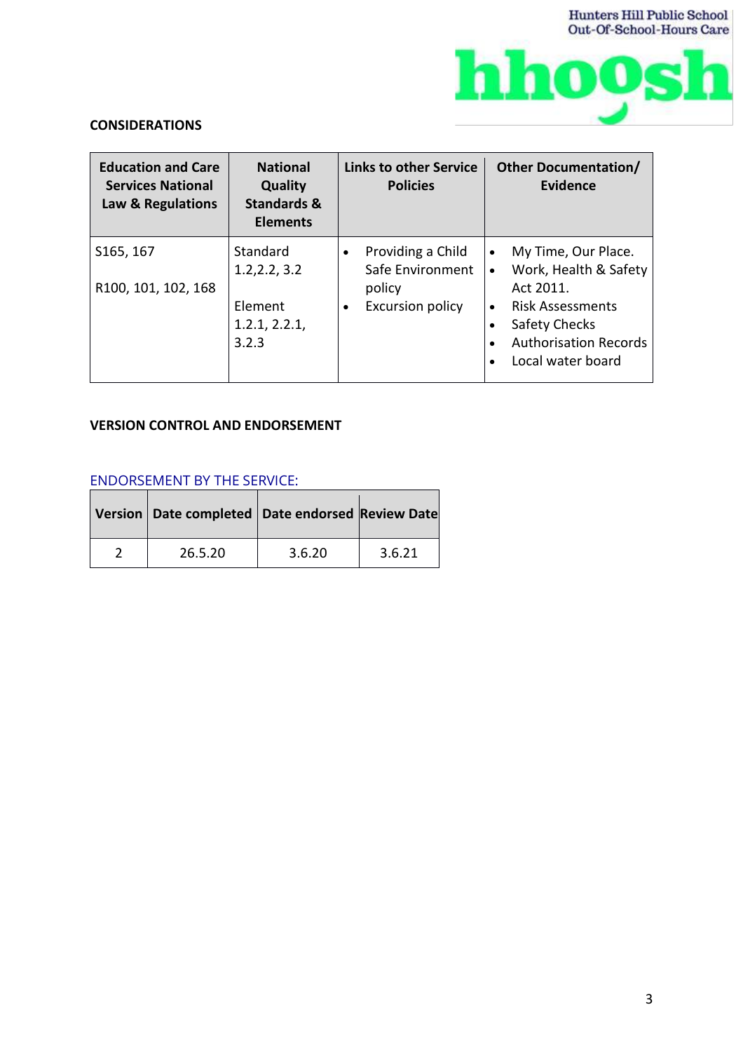**CONSIDERATIONS**

| Education and Care Services National Law & Regulations | National Quality Standards & Elements | Links to other Service Policies | Other Documentation/ Evidence |
|---|---|---|---|
| S165, 167<br><br>R100, 101, 102, 168 | Standard 1.2,2.2, 3.2<br><br>Element 1.2.1, 2.2.1, 3.2.3 | • Providing a Child Safe Environment policy<br>• Excursion policy | • My Time, Our Place.<br>• Work, Health & Safety Act 2011.<br>• Risk Assessments<br>• Safety Checks<br>• Authorisation Records<br>• Local water board |

**VERSION CONTROL AND ENDORSEMENT**

ENDORSEMENT BY THE SERVICE:

| Version | Date completed | Date endorsed | Review Date |
|---|---|---|---|
| 2 | 26.5.20 | 3.6.20 | 3.6.21 |